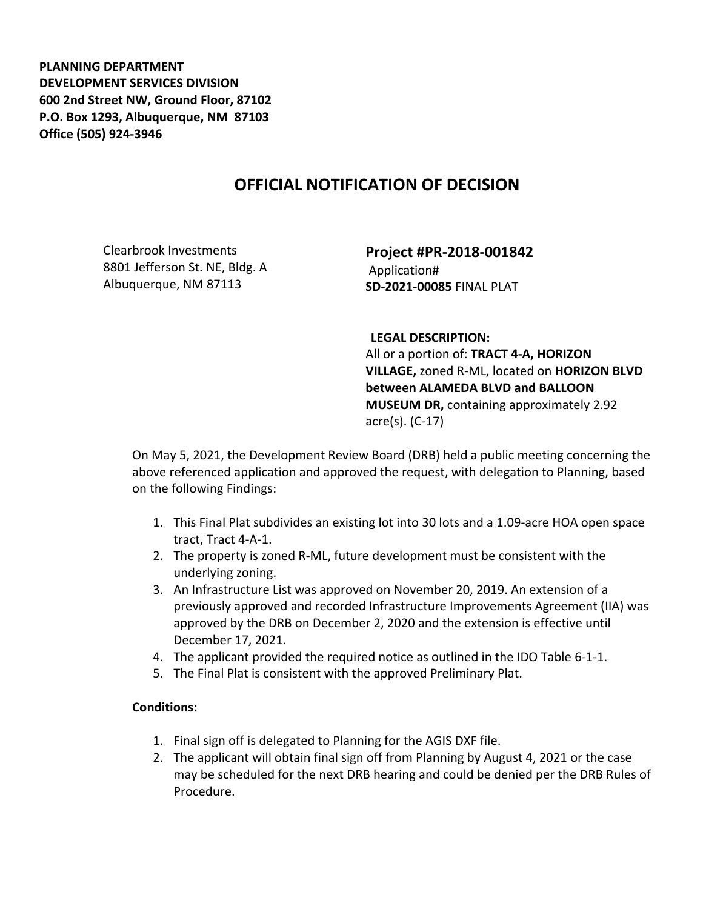**PLANNING DEPARTMENT**
**DEVELOPMENT SERVICES DIVISION**
**600 2nd Street NW, Ground Floor, 87102**
**P.O. Box 1293, Albuquerque, NM 87103**
**Office (505) 924-3946**

# OFFICIAL NOTIFICATION OF DECISION

Clearbrook Investments
8801 Jefferson St. NE, Bldg. A
Albuquerque, NM 87113

**Project #PR-2018-001842**
Application#
**SD-2021-00085** FINAL PLAT

**LEGAL DESCRIPTION:**
All or a portion of: **TRACT 4-A, HORIZON VILLAGE,** zoned R-ML, located on **HORIZON BLVD between ALAMEDA BLVD and BALLOON MUSEUM DR,** containing approximately 2.92 acre(s). (C-17)

On May 5, 2021, the Development Review Board (DRB) held a public meeting concerning the above referenced application and approved the request, with delegation to Planning, based on the following Findings:

1. This Final Plat subdivides an existing lot into 30 lots and a 1.09-acre HOA open space tract, Tract 4-A-1.
2. The property is zoned R-ML, future development must be consistent with the underlying zoning.
3. An Infrastructure List was approved on November 20, 2019. An extension of a previously approved and recorded Infrastructure Improvements Agreement (IIA) was approved by the DRB on December 2, 2020 and the extension is effective until December 17, 2021.
4. The applicant provided the required notice as outlined in the IDO Table 6-1-1.
5. The Final Plat is consistent with the approved Preliminary Plat.

**Conditions:**

1. Final sign off is delegated to Planning for the AGIS DXF file.
2. The applicant will obtain final sign off from Planning by August 4, 2021 or the case may be scheduled for the next DRB hearing and could be denied per the DRB Rules of Procedure.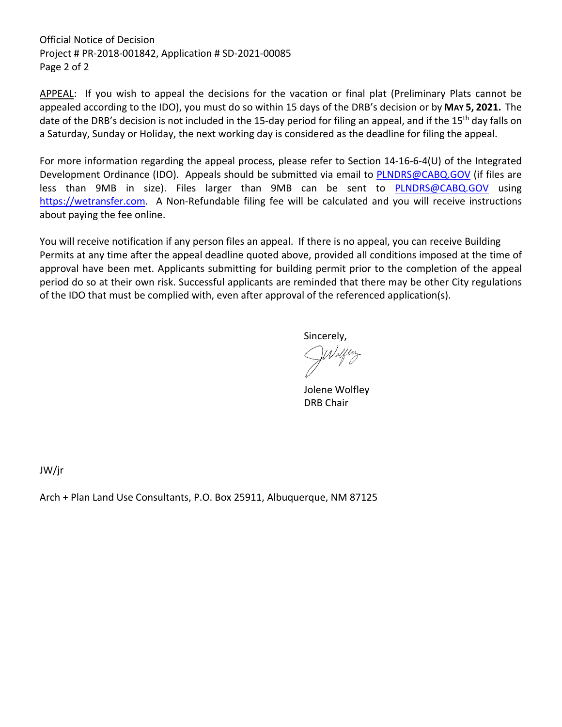Official Notice of Decision
Project # PR-2018-001842, Application # SD-2021-00085

APPEAL: If you wish to appeal the decisions for the vacation or final plat (Preliminary Plats cannot be appealed according to the IDO), you must do so within 15 days of the DRB's decision or by **MAY 5, 2021.** The date of the DRB's decision is not included in the 15-day period for filing an appeal, and if the 15th day falls on a Saturday, Sunday or Holiday, the next working day is considered as the deadline for filing the appeal.

For more information regarding the appeal process, please refer to Section 14-16-6-4(U) of the Integrated Development Ordinance (IDO). Appeals should be submitted via email to PLNDRS@CABQ.GOV (if files are less than 9MB in size). Files larger than 9MB can be sent to PLNDRS@CABQ.GOV using https://wetransfer.com. A Non-Refundable filing fee will be calculated and you will receive instructions about paying the fee online.

You will receive notification if any person files an appeal. If there is no appeal, you can receive Building Permits at any time after the appeal deadline quoted above, provided all conditions imposed at the time of approval have been met. Applicants submitting for building permit prior to the completion of the appeal period do so at their own risk. Successful applicants are reminded that there may be other City regulations of the IDO that must be complied with, even after approval of the referenced application(s).

Sincerely,

Jolene Wolfley
DRB Chair

JW/jr

Arch + Plan Land Use Consultants, P.O. Box 25911, Albuquerque, NM 87125